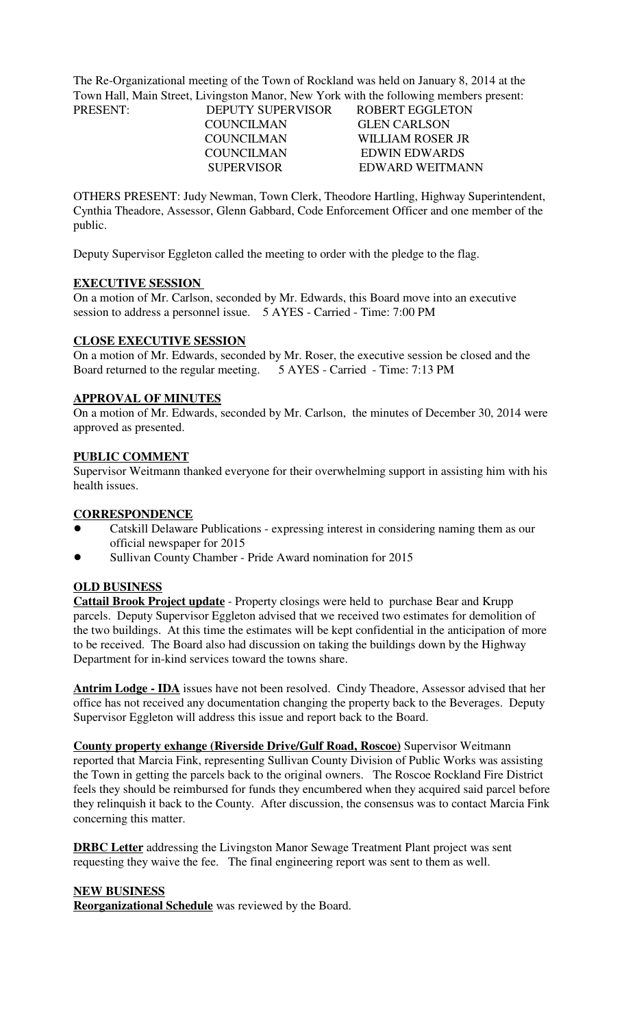The Re-Organizational meeting of the Town of Rockland was held on January 8, 2014 at the Town Hall, Main Street, Livingston Manor, New York with the following members present:

| PRESENT: | DEPUTY SUPERVISOR | ROBERT EGGLETON |
|---|---|---|
| | COUNCILMAN | GLEN CARLSON |
| | COUNCILMAN | WILLIAM ROSER JR |
| | COUNCILMAN | EDWIN EDWARDS |
| | SUPERVISOR | EDWARD WEITMANN |

OTHERS PRESENT: Judy Newman, Town Clerk, Theodore Hartling, Highway Superintendent, Cynthia Theadore, Assessor, Glenn Gabbard, Code Enforcement Officer and one member of the public.

Deputy Supervisor Eggleton called the meeting to order with the pledge to the flag.

**EXECUTIVE SESSION**

On a motion of Mr. Carlson, seconded by Mr. Edwards, this Board move into an executive session to address a personnel issue. 5 AYES - Carried - Time: 7:00 PM

**CLOSE EXECUTIVE SESSION**

On a motion of Mr. Edwards, seconded by Mr. Roser, the executive session be closed and the Board returned to the regular meeting. 5 AYES - Carried - Time: 7:13 PM

**APPROVAL OF MINUTES**

On a motion of Mr. Edwards, seconded by Mr. Carlson, the minutes of December 30, 2014 were approved as presented.

**PUBLIC COMMENT**

Supervisor Weitmann thanked everyone for their overwhelming support in assisting him with his health issues.

**CORRESPONDENCE**

- Catskill Delaware Publications - expressing interest in considering naming them as our official newspaper for 2015
- Sullivan County Chamber - Pride Award nomination for 2015

**OLD BUSINESS**

**Cattail Brook Project update** - Property closings were held to purchase Bear and Krupp parcels. Deputy Supervisor Eggleton advised that we received two estimates for demolition of the two buildings. At this time the estimates will be kept confidential in the anticipation of more to be received. The Board also had discussion on taking the buildings down by the Highway Department for in-kind services toward the towns share.

**Antrim Lodge - IDA** issues have not been resolved. Cindy Theadore, Assessor advised that her office has not received any documentation changing the property back to the Beverages. Deputy Supervisor Eggleton will address this issue and report back to the Board.

**County property exhange (Riverside Drive/Gulf Road, Roscoe)** Supervisor Weitmann reported that Marcia Fink, representing Sullivan County Division of Public Works was assisting the Town in getting the parcels back to the original owners. The Roscoe Rockland Fire District feels they should be reimbursed for funds they encumbered when they acquired said parcel before they relinquish it back to the County. After discussion, the consensus was to contact Marcia Fink concerning this matter.

**DRBC Letter** addressing the Livingston Manor Sewage Treatment Plant project was sent requesting they waive the fee. The final engineering report was sent to them as well.

**NEW BUSINESS**

**Reorganizational Schedule** was reviewed by the Board.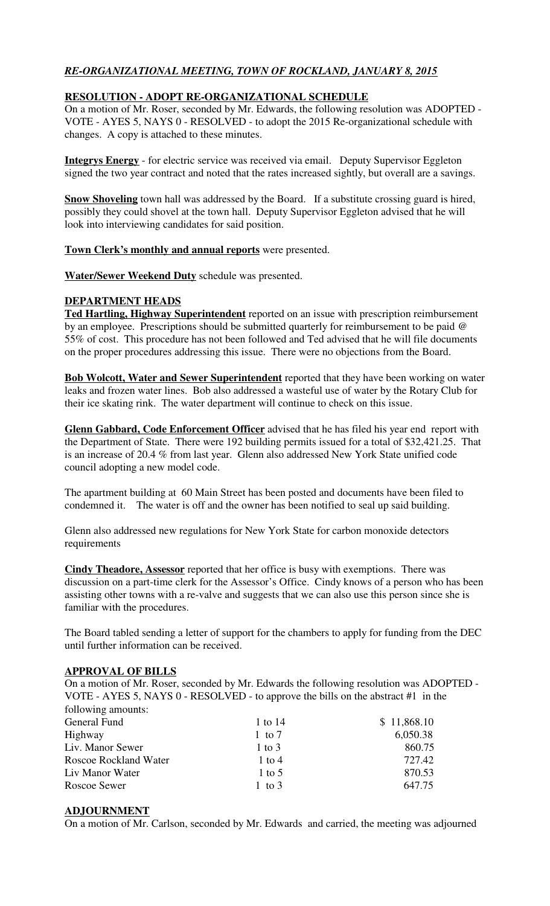## *RE-ORGANIZATIONAL MEETING, TOWN OF ROCKLAND, JANUARY 8, 2015*

### **RESOLUTION - ADOPT RE-ORGANIZATIONAL SCHEDULE**

On a motion of Mr. Roser, seconded by Mr. Edwards, the following resolution was ADOPTED - VOTE - AYES 5, NAYS 0 - RESOLVED - to adopt the 2015 Re-organizational schedule with changes. A copy is attached to these minutes.

**Integrys Energy** - for electric service was received via email. Deputy Supervisor Eggleton signed the two year contract and noted that the rates increased sightly, but overall are a savings.

**Snow Shoveling** town hall was addressed by the Board. If a substitute crossing guard is hired, possibly they could shovel at the town hall. Deputy Supervisor Eggleton advised that he will look into interviewing candidates for said position.

**Town Clerk's monthly and annual reports** were presented.

**Water/Sewer Weekend Duty** schedule was presented.

### **DEPARTMENT HEADS**

**Ted Hartling, Highway Superintendent** reported on an issue with prescription reimbursement by an employee. Prescriptions should be submitted quarterly for reimbursement to be paid @ 55% of cost. This procedure has not been followed and Ted advised that he will file documents on the proper procedures addressing this issue. There were no objections from the Board.

**Bob Wolcott, Water and Sewer Superintendent** reported that they have been working on water leaks and frozen water lines. Bob also addressed a wasteful use of water by the Rotary Club for their ice skating rink. The water department will continue to check on this issue.

**Glenn Gabbard, Code Enforcement Officer** advised that he has filed his year end report with the Department of State. There were 192 building permits issued for a total of $32,421.25. That is an increase of 20.4 % from last year. Glenn also addressed New York State unified code council adopting a new model code.

The apartment building at 60 Main Street has been posted and documents have been filed to condemned it. The water is off and the owner has been notified to seal up said building.

Glenn also addressed new regulations for New York State for carbon monoxide detectors requirements

**Cindy Theadore, Assessor** reported that her office is busy with exemptions. There was discussion on a part-time clerk for the Assessor's Office. Cindy knows of a person who has been assisting other towns with a re-valve and suggests that we can also use this person since she is familiar with the procedures.

The Board tabled sending a letter of support for the chambers to apply for funding from the DEC until further information can be received.

### **APPROVAL OF BILLS**

On a motion of Mr. Roser, seconded by Mr. Edwards the following resolution was ADOPTED - VOTE - AYES 5, NAYS 0 - RESOLVED - to approve the bills on the abstract #1 in the following amounts:

| | | |
|---|---|---|
| General Fund | 1 to 14 | $ 11,868.10 |
| Highway | 1 to 7 | 6,050.38 |
| Liv. Manor Sewer | 1 to 3 | 860.75 |
| Roscoe Rockland Water | 1 to 4 | 727.42 |
| Liv Manor Water | 1 to 5 | 870.53 |
| Roscoe Sewer | 1 to 3 | 647.75 |

### **ADJOURNMENT**

On a motion of Mr. Carlson, seconded by Mr. Edwards and carried, the meeting was adjourned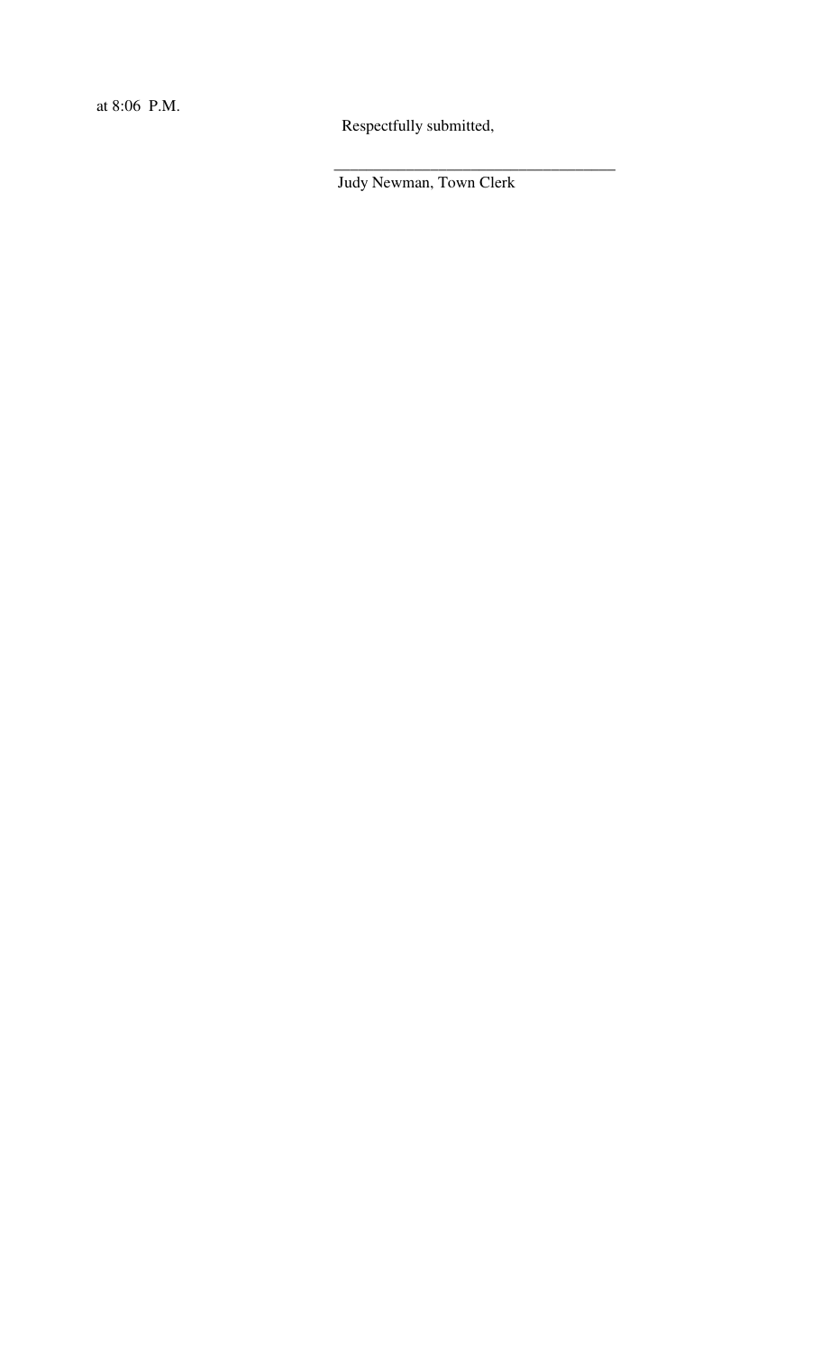at 8:06 P.M.

Respectfully submitted,

___________________________________

Judy Newman, Town Clerk